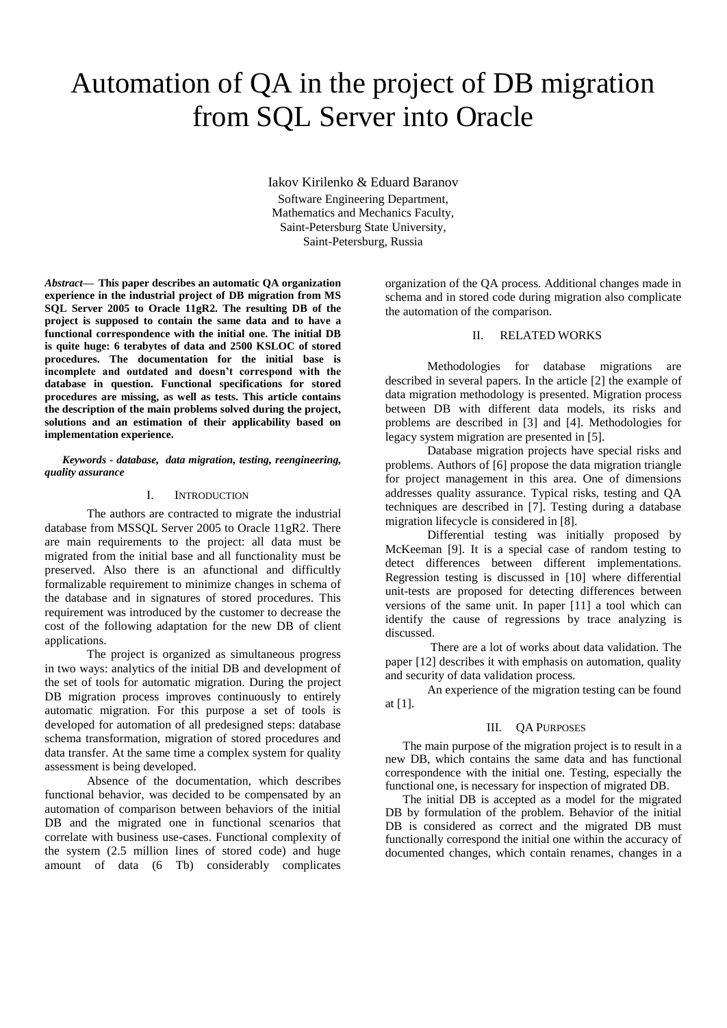# Automation of QA in the project of DB migration from SQL Server into Oracle

Iakov Kirilenko & Eduard Baranov

Software Engineering Department,
Mathematics and Mechanics Faculty,
Saint-Petersburg State University,
Saint-Petersburg, Russia

***Abstract*— This paper describes an automatic QA organization experience in the industrial project of DB migration from MS SQL Server 2005 to Oracle 11gR2. The resulting DB of the project is supposed to contain the same data and to have a functional correspondence with the initial one. The initial DB is quite huge: 6 terabytes of data and 2500 KSLOC of stored procedures. The documentation for the initial base is incomplete and outdated and doesn't correspond with the database in question. Functional specifications for stored procedures are missing, as well as tests. This article contains the description of the main problems solved during the project, solutions and an estimation of their applicability based on implementation experience.**

***Keywords - database, data migration, testing, reengineering, quality assurance***

## I. Introduction

The authors are contracted to migrate the industrial database from MSSQL Server 2005 to Oracle 11gR2. There are main requirements to the project: all data must be migrated from the initial base and all functionality must be preserved. Also there is an afunctional and difficultly formalizable requirement to minimize changes in schema of the database and in signatures of stored procedures. This requirement was introduced by the customer to decrease the cost of the following adaptation for the new DB of client applications.

The project is organized as simultaneous progress in two ways: analytics of the initial DB and development of the set of tools for automatic migration. During the project DB migration process improves continuously to entirely automatic migration. For this purpose a set of tools is developed for automation of all predesigned steps: database schema transformation, migration of stored procedures and data transfer. At the same time a complex system for quality assessment is being developed.

Absence of the documentation, which describes functional behavior, was decided to be compensated by an automation of comparison between behaviors of the initial DB and the migrated one in functional scenarios that correlate with business use-cases. Functional complexity of the system (2.5 million lines of stored code) and huge amount of data (6 Tb) considerably complicates organization of the QA process. Additional changes made in schema and in stored code during migration also complicate the automation of the comparison.

## II. Related Works

Methodologies for database migrations are described in several papers. In the article [2] the example of data migration methodology is presented. Migration process between DB with different data models, its risks and problems are described in [3] and [4]. Methodologies for legacy system migration are presented in [5].

Database migration projects have special risks and problems. Authors of [6] propose the data migration triangle for project management in this area. One of dimensions addresses quality assurance. Typical risks, testing and QA techniques are described in [7]. Testing during a database migration lifecycle is considered in [8].

Differential testing was initially proposed by McKeeman [9]. It is a special case of random testing to detect differences between different implementations. Regression testing is discussed in [10] where differential unit-tests are proposed for detecting differences between versions of the same unit. In paper [11] a tool which can identify the cause of regressions by trace analyzing is discussed.

There are a lot of works about data validation. The paper [12] describes it with emphasis on automation, quality and security of data validation process.

An experience of the migration testing can be found at [1].

## III. QA Purposes

The main purpose of the migration project is to result in a new DB, which contains the same data and has functional correspondence with the initial one. Testing, especially the functional one, is necessary for inspection of migrated DB.

The initial DB is accepted as a model for the migrated DB by formulation of the problem. Behavior of the initial DB is considered as correct and the migrated DB must functionally correspond the initial one within the accuracy of documented changes, which contain renames, changes in a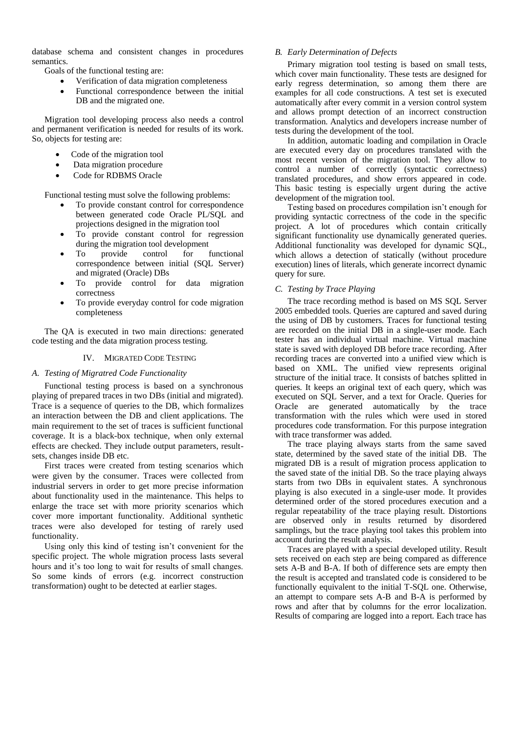database schema and consistent changes in procedures semantics.

Goals of the functional testing are:

- Verification of data migration completeness
- Functional correspondence between the initial DB and the migrated one.

Migration tool developing process also needs a control and permanent verification is needed for results of its work. So, objects for testing are:

- Code of the migration tool
- Data migration procedure
- Code for RDBMS Oracle

Functional testing must solve the following problems:

- To provide constant control for correspondence between generated code Oracle PL/SQL and projections designed in the migration tool
- To provide constant control for regression during the migration tool development
- To provide control for functional correspondence between initial (SQL Server) and migrated (Oracle) DBs
- To provide control for data migration correctness
- To provide everyday control for code migration completeness

The QA is executed in two main directions: generated code testing and the data migration process testing.

## IV. Migrated Code Testing

### *A. Testing of Migratred Code Functionality*

Functional testing process is based on a synchronous playing of prepared traces in two DBs (initial and migrated). Trace is a sequence of queries to the DB, which formalizes an interaction between the DB and client applications. The main requirement to the set of traces is sufficient functional coverage. It is a black-box technique, when only external effects are checked. They include output parameters, result-sets, changes inside DB etc.

First traces were created from testing scenarios which were given by the consumer. Traces were collected from industrial servers in order to get more precise information about functionality used in the maintenance. This helps to enlarge the trace set with more priority scenarios which cover more important functionality. Additional synthetic traces were also developed for testing of rarely used functionality.

Using only this kind of testing isn't convenient for the specific project. The whole migration process lasts several hours and it's too long to wait for results of small changes. So some kinds of errors (e.g. incorrect construction transformation) ought to be detected at earlier stages.

### *B. Early Determination of Defects*

Primary migration tool testing is based on small tests, which cover main functionality. These tests are designed for early regress determination, so among them there are examples for all code constructions. A test set is executed automatically after every commit in a version control system and allows prompt detection of an incorrect construction transformation. Analytics and developers increase number of tests during the development of the tool.

In addition, automatic loading and compilation in Oracle are executed every day on procedures translated with the most recent version of the migration tool. They allow to control a number of correctly (syntactic correctness) translated procedures, and show errors appeared in code. This basic testing is especially urgent during the active development of the migration tool.

Testing based on procedures compilation isn't enough for providing syntactic correctness of the code in the specific project. A lot of procedures which contain critically significant functionality use dynamically generated queries. Additional functionality was developed for dynamic SQL, which allows a detection of statically (without procedure execution) lines of literals, which generate incorrect dynamic query for sure.

### *C. Testing by Trace Playing*

The trace recording method is based on MS SQL Server 2005 embedded tools. Queries are captured and saved during the using of DB by customers. Traces for functional testing are recorded on the initial DB in a single-user mode. Each tester has an individual virtual machine. Virtual machine state is saved with deployed DB before trace recording. After recording traces are converted into a unified view which is based on XML. The unified view represents original structure of the initial trace. It consists of batches splitted in queries. It keeps an original text of each query, which was executed on SQL Server, and a text for Oracle. Queries for Oracle are generated automatically by the trace transformation with the rules which were used in stored procedures code transformation. For this purpose integration with trace transformer was added.

The trace playing always starts from the same saved state, determined by the saved state of the initial DB. The migrated DB is a result of migration process application to the saved state of the initial DB. So the trace playing always starts from two DBs in equivalent states. A synchronous playing is also executed in a single-user mode. It provides determined order of the stored procedures execution and a regular repeatability of the trace playing result. Distortions are observed only in results returned by disordered samplings, but the trace playing tool takes this problem into account during the result analysis.

Traces are played with a special developed utility. Result sets received on each step are being compared as difference sets A-B and B-A. If both of difference sets are empty then the result is accepted and translated code is considered to be functionally equivalent to the initial T-SQL one. Otherwise, an attempt to compare sets A-B and B-A is performed by rows and after that by columns for the error localization. Results of comparing are logged into a report. Each trace has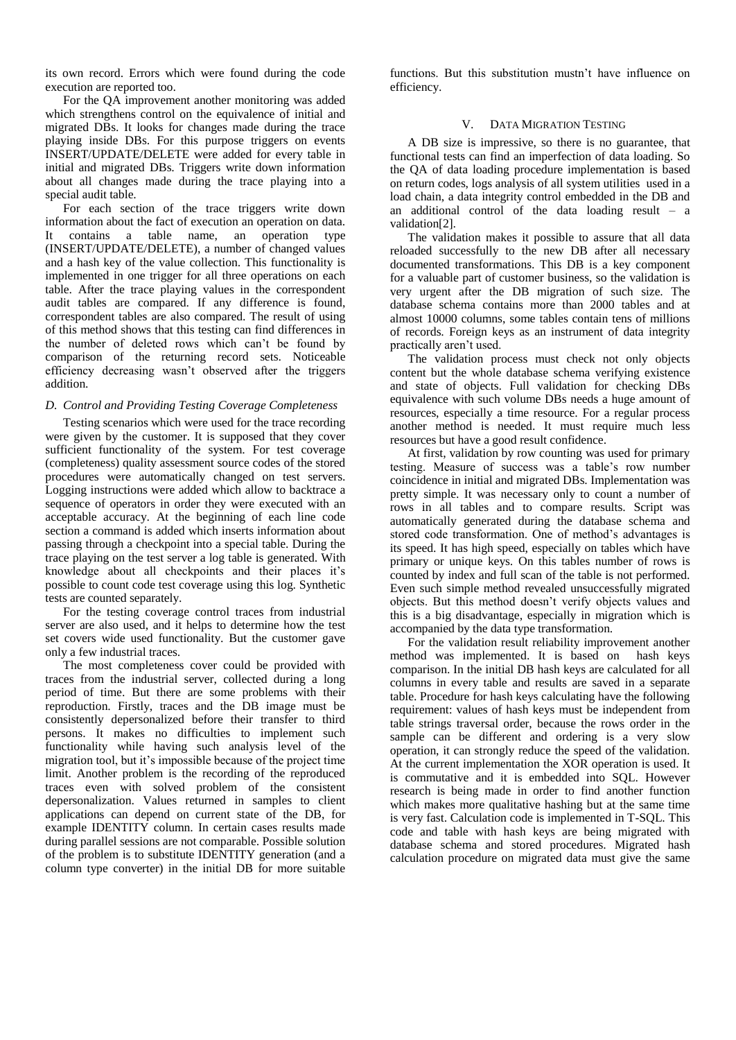its own record. Errors which were found during the code execution are reported too.

For the QA improvement another monitoring was added which strengthens control on the equivalence of initial and migrated DBs. It looks for changes made during the trace playing inside DBs. For this purpose triggers on events INSERT/UPDATE/DELETE were added for every table in initial and migrated DBs. Triggers write down information about all changes made during the trace playing into a special audit table.

For each section of the trace triggers write down information about the fact of execution an operation on data. It contains a table name, an operation type (INSERT/UPDATE/DELETE), a number of changed values and a hash key of the value collection. This functionality is implemented in one trigger for all three operations on each table. After the trace playing values in the correspondent audit tables are compared. If any difference is found, correspondent tables are also compared. The result of using of this method shows that this testing can find differences in the number of deleted rows which can't be found by comparison of the returning record sets. Noticeable efficiency decreasing wasn't observed after the triggers addition.

### D. Control and Providing Testing Coverage Completeness

Testing scenarios which were used for the trace recording were given by the customer. It is supposed that they cover sufficient functionality of the system. For test coverage (completeness) quality assessment source codes of the stored procedures were automatically changed on test servers. Logging instructions were added which allow to backtrace a sequence of operators in order they were executed with an acceptable accuracy. At the beginning of each line code section a command is added which inserts information about passing through a checkpoint into a special table. During the trace playing on the test server a log table is generated. With knowledge about all checkpoints and their places it's possible to count code test coverage using this log. Synthetic tests are counted separately.

For the testing coverage control traces from industrial server are also used, and it helps to determine how the test set covers wide used functionality. But the customer gave only a few industrial traces.

The most completeness cover could be provided with traces from the industrial server, collected during a long period of time. But there are some problems with their reproduction. Firstly, traces and the DB image must be consistently depersonalized before their transfer to third persons. It makes no difficulties to implement such functionality while having such analysis level of the migration tool, but it's impossible because of the project time limit. Another problem is the recording of the reproduced traces even with solved problem of the consistent depersonalization. Values returned in samples to client applications can depend on current state of the DB, for example IDENTITY column. In certain cases results made during parallel sessions are not comparable. Possible solution of the problem is to substitute IDENTITY generation (and a column type converter) in the initial DB for more suitable functions. But this substitution mustn't have influence on efficiency.

## V. Data Migration Testing

A DB size is impressive, so there is no guarantee, that functional tests can find an imperfection of data loading. So the QA of data loading procedure implementation is based on return codes, logs analysis of all system utilities used in a load chain, a data integrity control embedded in the DB and an additional control of the data loading result – a validation[2].

The validation makes it possible to assure that all data reloaded successfully to the new DB after all necessary documented transformations. This DB is a key component for a valuable part of customer business, so the validation is very urgent after the DB migration of such size. The database schema contains more than 2000 tables and at almost 10000 columns, some tables contain tens of millions of records. Foreign keys as an instrument of data integrity practically aren't used.

The validation process must check not only objects content but the whole database schema verifying existence and state of objects. Full validation for checking DBs equivalence with such volume DBs needs a huge amount of resources, especially a time resource. For a regular process another method is needed. It must require much less resources but have a good result confidence.

At first, validation by row counting was used for primary testing. Measure of success was a table's row number coincidence in initial and migrated DBs. Implementation was pretty simple. It was necessary only to count a number of rows in all tables and to compare results. Script was automatically generated during the database schema and stored code transformation. One of method's advantages is its speed. It has high speed, especially on tables which have primary or unique keys. On this tables number of rows is counted by index and full scan of the table is not performed. Even such simple method revealed unsuccessfully migrated objects. But this method doesn't verify objects values and this is a big disadvantage, especially in migration which is accompanied by the data type transformation.

For the validation result reliability improvement another method was implemented. It is based on hash keys comparison. In the initial DB hash keys are calculated for all columns in every table and results are saved in a separate table. Procedure for hash keys calculating have the following requirement: values of hash keys must be independent from table strings traversal order, because the rows order in the sample can be different and ordering is a very slow operation, it can strongly reduce the speed of the validation. At the current implementation the XOR operation is used. It is commutative and it is embedded into SQL. However research is being made in order to find another function which makes more qualitative hashing but at the same time is very fast. Calculation code is implemented in T-SQL. This code and table with hash keys are being migrated with database schema and stored procedures. Migrated hash calculation procedure on migrated data must give the same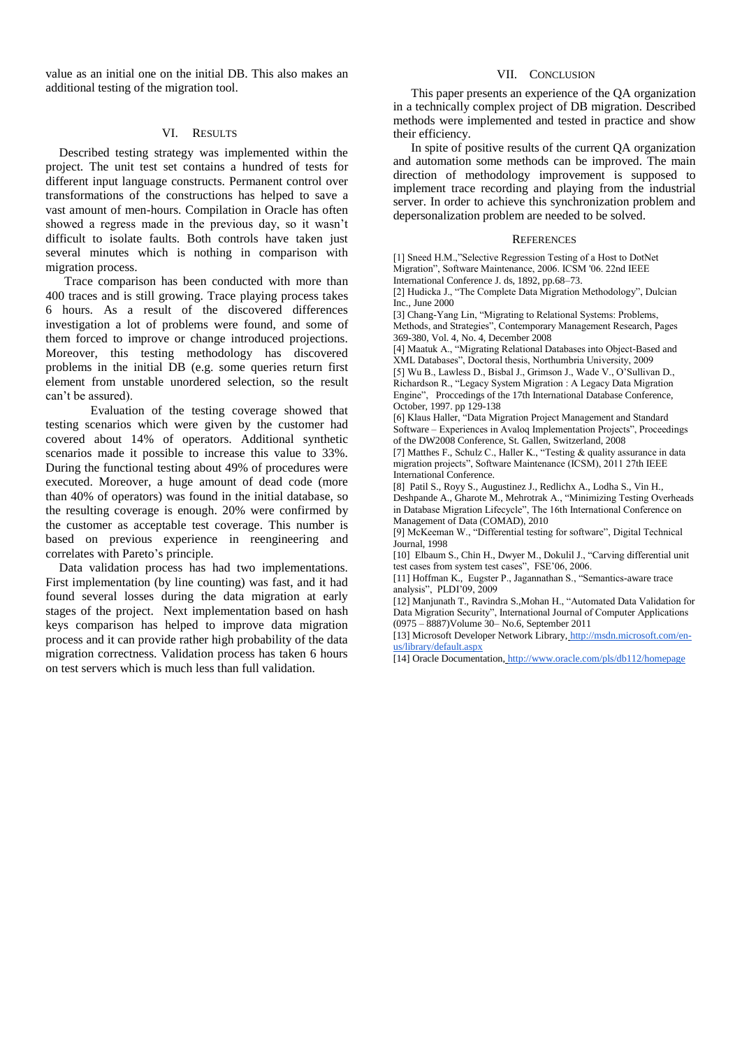value as an initial one on the initial DB. This also makes an additional testing of the migration tool.

## VI. Results

Described testing strategy was implemented within the project. The unit test set contains a hundred of tests for different input language constructs. Permanent control over transformations of the constructions has helped to save a vast amount of men-hours. Compilation in Oracle has often showed a regress made in the previous day, so it wasn't difficult to isolate faults. Both controls have taken just several minutes which is nothing in comparison with migration process.

Trace comparison has been conducted with more than 400 traces and is still growing. Trace playing process takes 6 hours. As a result of the discovered differences investigation a lot of problems were found, and some of them forced to improve or change introduced projections. Moreover, this testing methodology has discovered problems in the initial DB (e.g. some queries return first element from unstable unordered selection, so the result can't be assured).

Evaluation of the testing coverage showed that testing scenarios which were given by the customer had covered about 14% of operators. Additional synthetic scenarios made it possible to increase this value to 33%. During the functional testing about 49% of procedures were executed. Moreover, a huge amount of dead code (more than 40% of operators) was found in the initial database, so the resulting coverage is enough. 20% were confirmed by the customer as acceptable test coverage. This number is based on previous experience in reengineering and correlates with Pareto's principle.

Data validation process has had two implementations. First implementation (by line counting) was fast, and it had found several losses during the data migration at early stages of the project. Next implementation based on hash keys comparison has helped to improve data migration process and it can provide rather high probability of the data migration correctness. Validation process has taken 6 hours on test servers which is much less than full validation.

## VII. Conclusion

This paper presents an experience of the QA organization in a technically complex project of DB migration. Described methods were implemented and tested in practice and show their efficiency.

In spite of positive results of the current QA organization and automation some methods can be improved. The main direction of methodology improvement is supposed to implement trace recording and playing from the industrial server. In order to achieve this synchronization problem and depersonalization problem are needed to be solved.

## References

[1] Sneed H.M.,"Selective Regression Testing of a Host to DotNet Migration", Software Maintenance, 2006. ICSM '06. 22nd IEEE International Conference J. ds, 1892, pp.68–73.

[2] Hudicka J., "The Complete Data Migration Methodology", Dulcian Inc., June 2000

[3] Chang-Yang Lin, "Migrating to Relational Systems: Problems, Methods, and Strategies", Contemporary Management Research, Pages 369-380, Vol. 4, No. 4, December 2008

[4] Maatuk A., "Migrating Relational Databases into Object-Based and XML Databases", Doctoral thesis, Northumbria University, 2009

[5] Wu B., Lawless D., Bisbal J., Grimson J., Wade V., O'Sullivan D., Richardson R., "Legacy System Migration : A Legacy Data Migration Engine", Proccedings of the 17th International Database Conference, October, 1997. pp 129-138

[6] Klaus Haller, "Data Migration Project Management and Standard Software – Experiences in Avaloq Implementation Projects", Proceedings of the DW2008 Conference, St. Gallen, Switzerland, 2008

[7] Matthes F., Schulz C., Haller K., "Testing & quality assurance in data migration projects", Software Maintenance (ICSM), 2011 27th IEEE International Conference.

[8] Patil S., Royy S., Augustinez J., Redlichx A., Lodha S., Vin H., Deshpande A., Gharote M., Mehrotrak A., "Minimizing Testing Overheads in Database Migration Lifecycle", The 16th International Conference on Management of Data (COMAD), 2010

[9] McKeeman W., "Differential testing for software", Digital Technical Journal, 1998

[10] Elbaum S., Chin H., Dwyer M., Dokulil J., "Carving differential unit test cases from system test cases", FSE'06, 2006.

[11] Hoffman K., Eugster P., Jagannathan S., "Semantics-aware trace analysis", PLDI'09, 2009

[12] Manjunath T., Ravindra S.,Mohan H., "Automated Data Validation for Data Migration Security", International Journal of Computer Applications (0975 – 8887)Volume 30– No.6, September 2011

[13] Microsoft Developer Network Library, http://msdn.microsoft.com/en-us/library/default.aspx

[14] Oracle Documentation, http://www.oracle.com/pls/db112/homepage